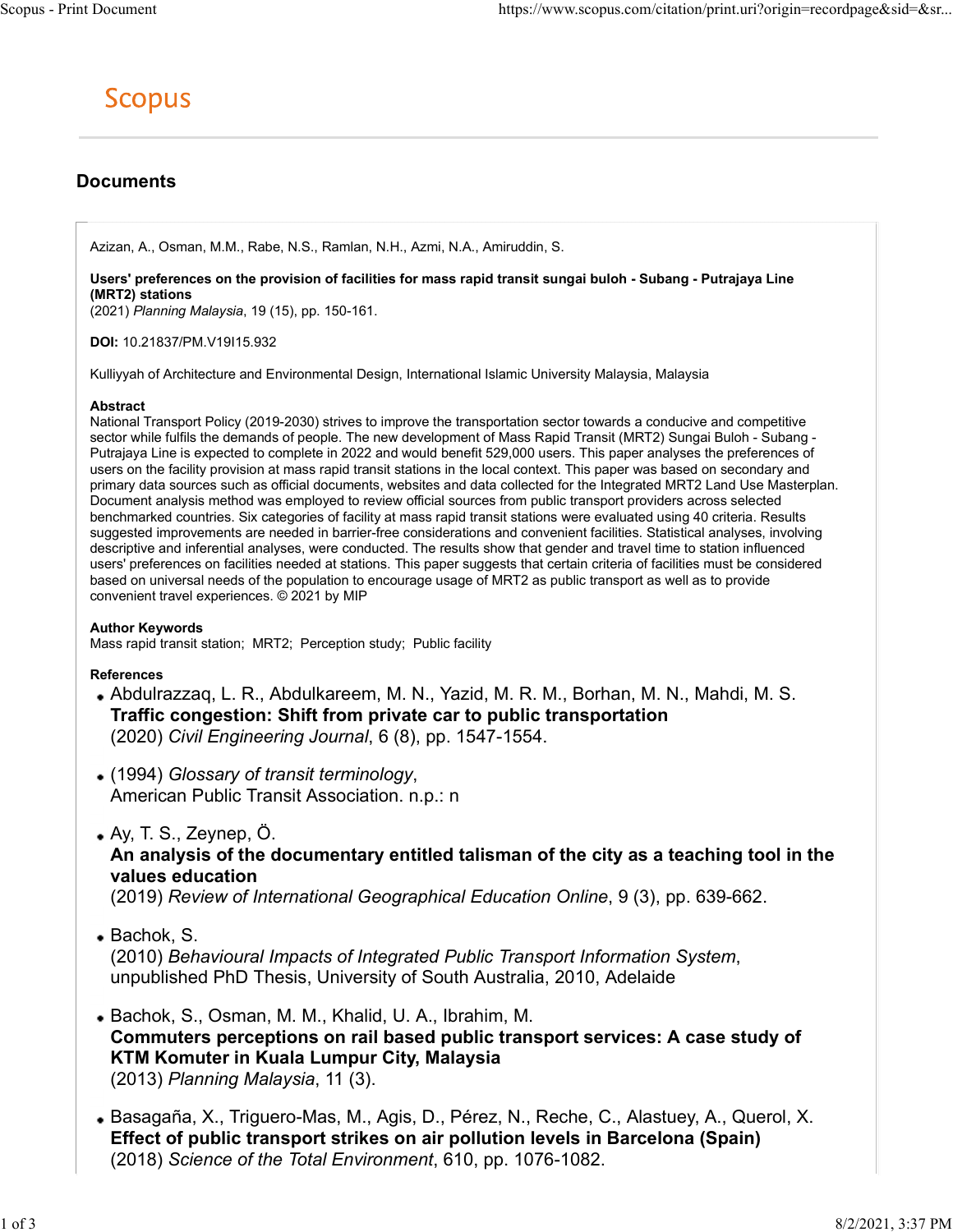# Scopus

## Documents

Azizan, A., Osman, M.M., Rabe, N.S., Ramlan, N.H., Azmi, N.A., Amiruddin, S.

**Users' preferences on the provision of facilities for mass rapid transit sungai buloh - Subang - Putrajaya Line (MRT2) stations**
(2021) *Planning Malaysia*, 19 (15), pp. 150-161.

**DOI:** 10.21837/PM.V19I15.932

Kulliyyah of Architecture and Environmental Design, International Islamic University Malaysia, Malaysia

**Abstract**
National Transport Policy (2019-2030) strives to improve the transportation sector towards a conducive and competitive sector while fulfils the demands of people. The new development of Mass Rapid Transit (MRT2) Sungai Buloh - Subang - Putrajaya Line is expected to complete in 2022 and would benefit 529,000 users. This paper analyses the preferences of users on the facility provision at mass rapid transit stations in the local context. This paper was based on secondary and primary data sources such as official documents, websites and data collected for the Integrated MRT2 Land Use Masterplan. Document analysis method was employed to review official sources from public transport providers across selected benchmarked countries. Six categories of facility at mass rapid transit stations were evaluated using 40 criteria. Results suggested improvements are needed in barrier-free considerations and convenient facilities. Statistical analyses, involving descriptive and inferential analyses, were conducted. The results show that gender and travel time to station influenced users' preferences on facilities needed at stations. This paper suggests that certain criteria of facilities must be considered based on universal needs of the population to encourage usage of MRT2 as public transport as well as to provide convenient travel experiences. © 2021 by MIP

**Author Keywords**
Mass rapid transit station; MRT2; Perception study; Public facility

**References**

- Abdulrazzaq, L. R., Abdulkareem, M. N., Yazid, M. R. M., Borhan, M. N., Mahdi, M. S.
  **Traffic congestion: Shift from private car to public transportation**
  (2020) *Civil Engineering Journal*, 6 (8), pp. 1547-1554.

- (1994) *Glossary of transit terminology*,
  American Public Transit Association. n.p.: n

- Ay, T. S., Zeynep, Ö.
  **An analysis of the documentary entitled talisman of the city as a teaching tool in the values education**
  (2019) *Review of International Geographical Education Online*, 9 (3), pp. 639-662.

- Bachok, S.
  (2010) *Behavioural Impacts of Integrated Public Transport Information System*,
  unpublished PhD Thesis, University of South Australia, 2010, Adelaide

- Bachok, S., Osman, M. M., Khalid, U. A., Ibrahim, M.
  **Commuters perceptions on rail based public transport services: A case study of KTM Komuter in Kuala Lumpur City, Malaysia**
  (2013) *Planning Malaysia*, 11 (3).

- Basagaña, X., Triguero-Mas, M., Agis, D., Pérez, N., Reche, C., Alastuey, A., Querol, X.
  **Effect of public transport strikes on air pollution levels in Barcelona (Spain)**
  (2018) *Science of the Total Environment*, 610, pp. 1076-1082.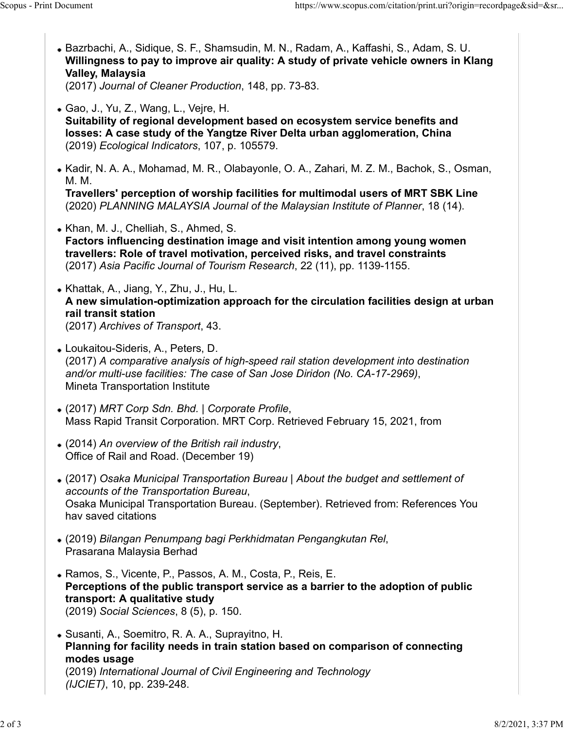- Bazrbachi, A., Sidique, S. F., Shamsudin, M. N., Radam, A., Kaffashi, S., Adam, S. U.
  **Willingness to pay to improve air quality: A study of private vehicle owners in Klang Valley, Malaysia**
  (2017) *Journal of Cleaner Production*, 148, pp. 73-83.

- Gao, J., Yu, Z., Wang, L., Vejre, H.
  **Suitability of regional development based on ecosystem service benefits and losses: A case study of the Yangtze River Delta urban agglomeration, China**
  (2019) *Ecological Indicators*, 107, p. 105579.

- Kadir, N. A. A., Mohamad, M. R., Olabayonle, O. A., Zahari, M. Z. M., Bachok, S., Osman, M. M.
  **Travellers' perception of worship facilities for multimodal users of MRT SBK Line**
  (2020) *PLANNING MALAYSIA Journal of the Malaysian Institute of Planner*, 18 (14).

- Khan, M. J., Chelliah, S., Ahmed, S.
  **Factors influencing destination image and visit intention among young women travellers: Role of travel motivation, perceived risks, and travel constraints**
  (2017) *Asia Pacific Journal of Tourism Research*, 22 (11), pp. 1139-1155.

- Khattak, A., Jiang, Y., Zhu, J., Hu, L.
  **A new simulation-optimization approach for the circulation facilities design at urban rail transit station**
  (2017) *Archives of Transport*, 43.

- Loukaitou-Sideris, A., Peters, D.
  (2017) *A comparative analysis of high-speed rail station development into destination and/or multi-use facilities: The case of San Jose Diridon (No. CA-17-2969)*,
  Mineta Transportation Institute

- (2017) *MRT Corp Sdn. Bhd. | Corporate Profile*,
  Mass Rapid Transit Corporation. MRT Corp. Retrieved February 15, 2021, from

- (2014) *An overview of the British rail industry*,
  Office of Rail and Road. (December 19)

- (2017) *Osaka Municipal Transportation Bureau | About the budget and settlement of accounts of the Transportation Bureau*,
  Osaka Municipal Transportation Bureau. (September). Retrieved from: References You hav saved citations

- (2019) *Bilangan Penumpang bagi Perkhidmatan Pengangkutan Rel*,
  Prasarana Malaysia Berhad

- Ramos, S., Vicente, P., Passos, A. M., Costa, P., Reis, E.
  **Perceptions of the public transport service as a barrier to the adoption of public transport: A qualitative study**
  (2019) *Social Sciences*, 8 (5), p. 150.

- Susanti, A., Soemitro, R. A. A., Suprayitno, H.
  **Planning for facility needs in train station based on comparison of connecting modes usage**
  (2019) *International Journal of Civil Engineering and Technology (IJCIET)*, 10, pp. 239-248.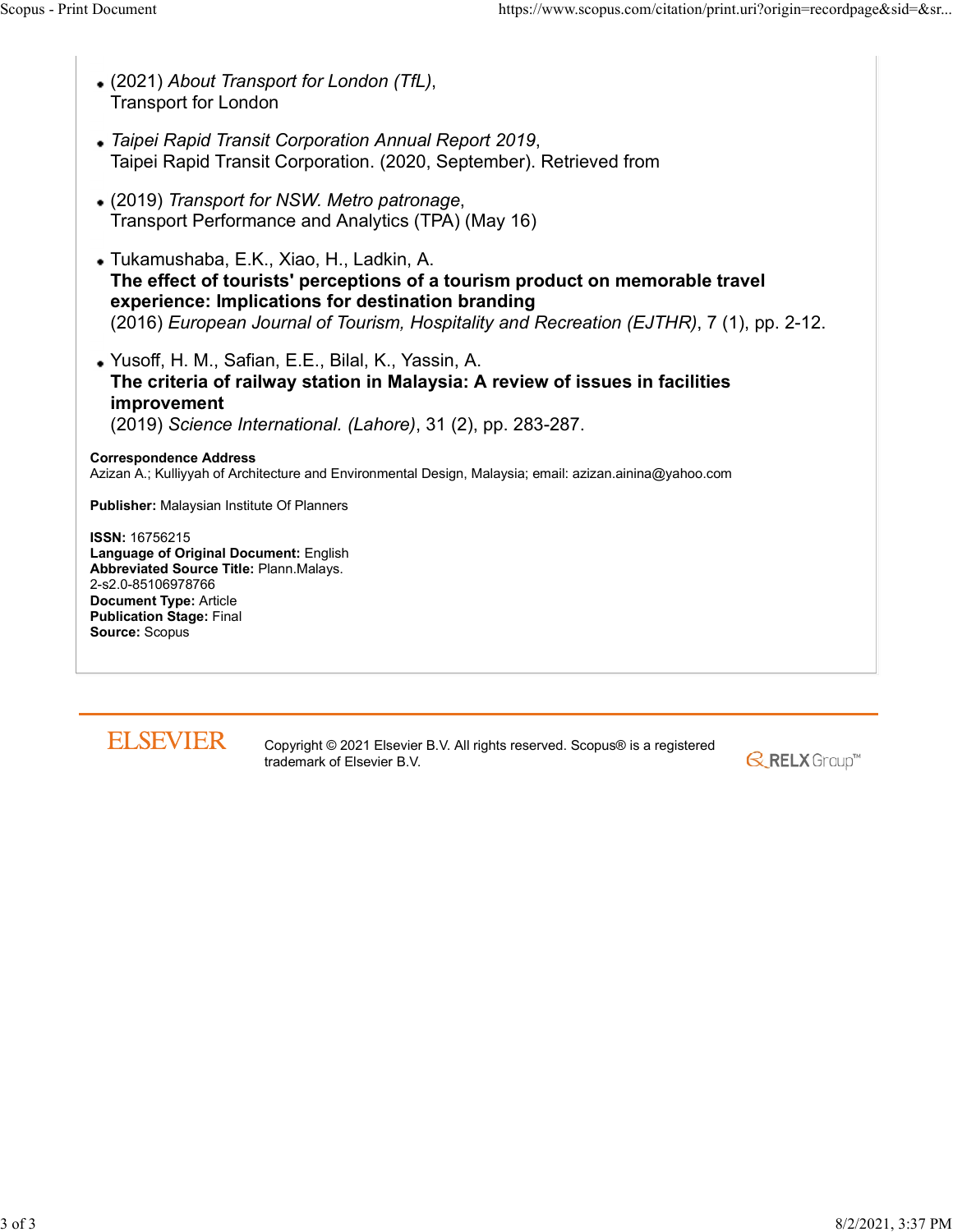- (2021) *About Transport for London (TfL)*,
  Transport for London

- *Taipei Rapid Transit Corporation Annual Report 2019*,
  Taipei Rapid Transit Corporation. (2020, September). Retrieved from

- (2019) *Transport for NSW. Metro patronage*,
  Transport Performance and Analytics (TPA) (May 16)

- Tukamushaba, E.K., Xiao, H., Ladkin, A.
  **The effect of tourists' perceptions of a tourism product on memorable travel experience: Implications for destination branding**
  (2016) *European Journal of Tourism, Hospitality and Recreation (EJTHR)*, 7 (1), pp. 2-12.

- Yusoff, H. M., Safian, E.E., Bilal, K., Yassin, A.
  **The criteria of railway station in Malaysia: A review of issues in facilities improvement**
  (2019) *Science International. (Lahore)*, 31 (2), pp. 283-287.

**Correspondence Address**
Azizan A.; Kulliyyah of Architecture and Environmental Design, Malaysia; email: azizan.ainina@yahoo.com

**Publisher:** Malaysian Institute Of Planners

**ISSN:** 16756215
**Language of Original Document:** English
**Abbreviated Source Title:** Plann.Malays.
2-s2.0-85106978766
**Document Type:** Article
**Publication Stage:** Final
**Source:** Scopus

ELSEVIER

Copyright © 2021 Elsevier B.V. All rights reserved. Scopus® is a registered trademark of Elsevier B.V.

RELX Group™